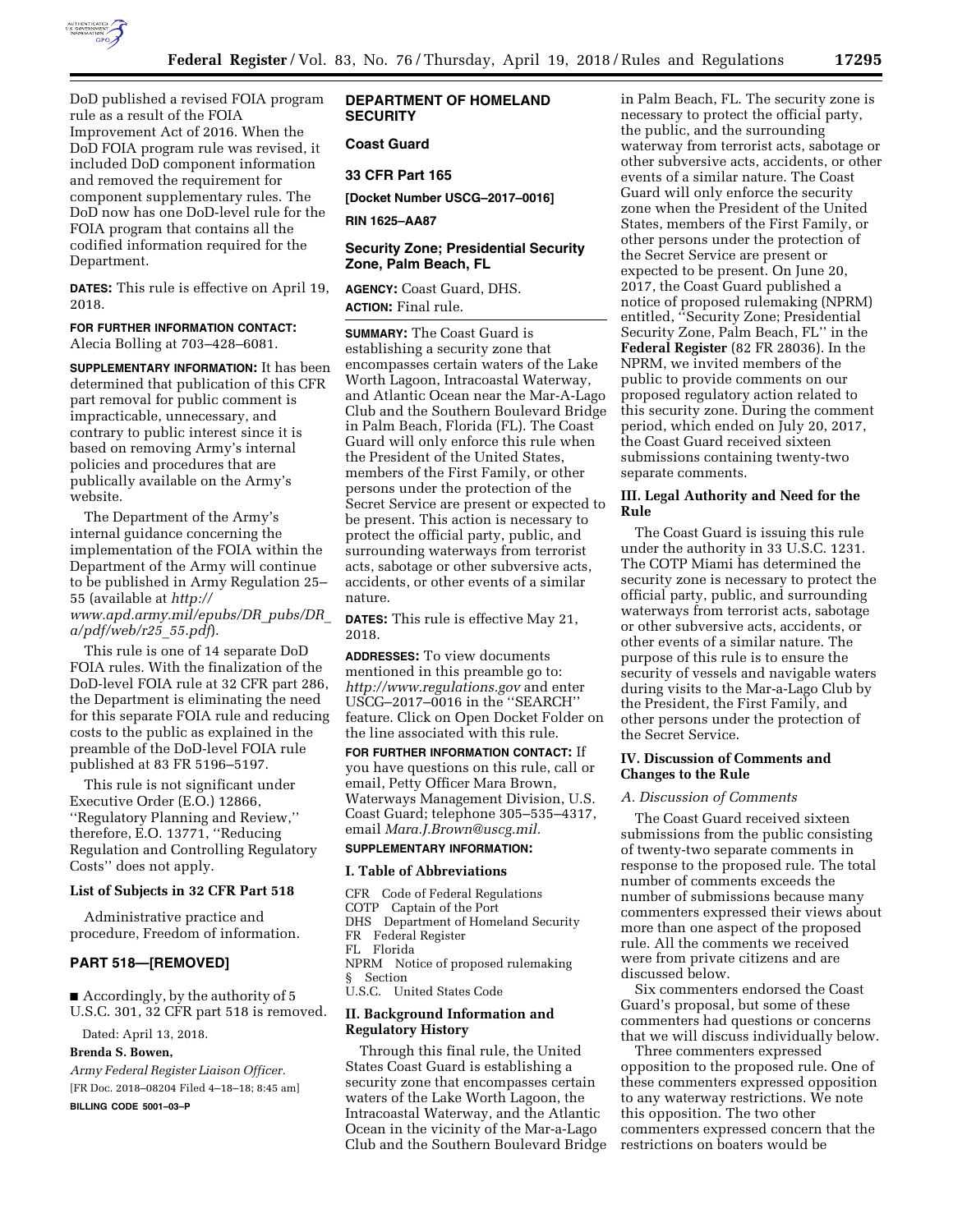DoD published a revised FOIA program rule as a result of the FOIA Improvement Act of 2016. When the DoD FOIA program rule was revised, it included DoD component information and removed the requirement for component supplementary rules. The DoD now has one DoD-level rule for the FOIA program that contains all the codified information required for the Department.

**DATES:** This rule is effective on April 19, 2018.

**FOR FURTHER INFORMATION CONTACT:** Alecia Bolling at 703–428–6081.

**SUPPLEMENTARY INFORMATION:** It has been determined that publication of this CFR part removal for public comment is impracticable, unnecessary, and contrary to public interest since it is based on removing Army's internal policies and procedures that are publically available on the Army's website.

The Department of the Army's internal guidance concerning the implementation of the FOIA within the Department of the Army will continue to be published in Army Regulation 25–55 (available at *http://www.apd.army.mil/epubs/DR_pubs/DR_a/pdf/web/r25_55.pdf*).

This rule is one of 14 separate DoD FOIA rules. With the finalization of the DoD-level FOIA rule at 32 CFR part 286, the Department is eliminating the need for this separate FOIA rule and reducing costs to the public as explained in the preamble of the DoD-level FOIA rule published at 83 FR 5196–5197.

This rule is not significant under Executive Order (E.O.) 12866, ''Regulatory Planning and Review,'' therefore, E.O. 13771, ''Reducing Regulation and Controlling Regulatory Costs'' does not apply.

### List of Subjects in 32 CFR Part 518

Administrative practice and procedure, Freedom of information.

## PART 518—[REMOVED]

■ Accordingly, by the authority of 5 U.S.C. 301, 32 CFR part 518 is removed.

Dated: April 13, 2018.

**Brenda S. Bowen,**

*Army Federal Register Liaison Officer.*

[FR Doc. 2018–08204 Filed 4–18–18; 8:45 am]

**BILLING CODE 5001–03–P**

## DEPARTMENT OF HOMELAND SECURITY

### Coast Guard

### 33 CFR Part 165

**[Docket Number USCG–2017–0016]**

**RIN 1625–AA87**

### Security Zone; Presidential Security Zone, Palm Beach, FL

**AGENCY:** Coast Guard, DHS.

**ACTION:** Final rule.

**SUMMARY:** The Coast Guard is establishing a security zone that encompasses certain waters of the Lake Worth Lagoon, Intracoastal Waterway, and Atlantic Ocean near the Mar-A-Lago Club and the Southern Boulevard Bridge in Palm Beach, Florida (FL). The Coast Guard will only enforce this rule when the President of the United States, members of the First Family, or other persons under the protection of the Secret Service are present or expected to be present. This action is necessary to protect the official party, public, and surrounding waterways from terrorist acts, sabotage or other subversive acts, accidents, or other events of a similar nature.

**DATES:** This rule is effective May 21, 2018.

**ADDRESSES:** To view documents mentioned in this preamble go to: *http://www.regulations.gov* and enter USCG–2017–0016 in the ''SEARCH'' feature. Click on Open Docket Folder on the line associated with this rule.

**FOR FURTHER INFORMATION CONTACT:** If you have questions on this rule, call or email, Petty Officer Mara Brown, Waterways Management Division, U.S. Coast Guard; telephone 305–535–4317, email *Mara.J.Brown@uscg.mil.*

**SUPPLEMENTARY INFORMATION:**

### I. Table of Abbreviations

CFR Code of Federal Regulations
COTP Captain of the Port
DHS Department of Homeland Security
FR Federal Register
FL Florida
NPRM Notice of proposed rulemaking
§ Section
U.S.C. United States Code

### II. Background Information and Regulatory History

Through this final rule, the United States Coast Guard is establishing a security zone that encompasses certain waters of the Lake Worth Lagoon, the Intracoastal Waterway, and the Atlantic Ocean in the vicinity of the Mar-a-Lago Club and the Southern Boulevard Bridge in Palm Beach, FL. The security zone is necessary to protect the official party, the public, and the surrounding waterway from terrorist acts, sabotage or other subversive acts, accidents, or other events of a similar nature. The Coast Guard will only enforce the security zone when the President of the United States, members of the First Family, or other persons under the protection of the Secret Service are present or expected to be present. On June 20, 2017, the Coast Guard published a notice of proposed rulemaking (NPRM) entitled, ''Security Zone; Presidential Security Zone, Palm Beach, FL'' in the **Federal Register** (82 FR 28036). In the NPRM, we invited members of the public to provide comments on our proposed regulatory action related to this security zone. During the comment period, which ended on July 20, 2017, the Coast Guard received sixteen submissions containing twenty-two separate comments.

### III. Legal Authority and Need for the Rule

The Coast Guard is issuing this rule under the authority in 33 U.S.C. 1231. The COTP Miami has determined the security zone is necessary to protect the official party, public, and surrounding waterways from terrorist acts, sabotage or other subversive acts, accidents, or other events of a similar nature. The purpose of this rule is to ensure the security of vessels and navigable waters during visits to the Mar-a-Lago Club by the President, the First Family, and other persons under the protection of the Secret Service.

### IV. Discussion of Comments and Changes to the Rule

*A. Discussion of Comments*

The Coast Guard received sixteen submissions from the public consisting of twenty-two separate comments in response to the proposed rule. The total number of comments exceeds the number of submissions because many commenters expressed their views about more than one aspect of the proposed rule. All the comments we received were from private citizens and are discussed below.

Six commenters endorsed the Coast Guard's proposal, but some of these commenters had questions or concerns that we will discuss individually below.

Three commenters expressed opposition to the proposed rule. One of these commenters expressed opposition to any waterway restrictions. We note this opposition. The two other commenters expressed concern that the restrictions on boaters would be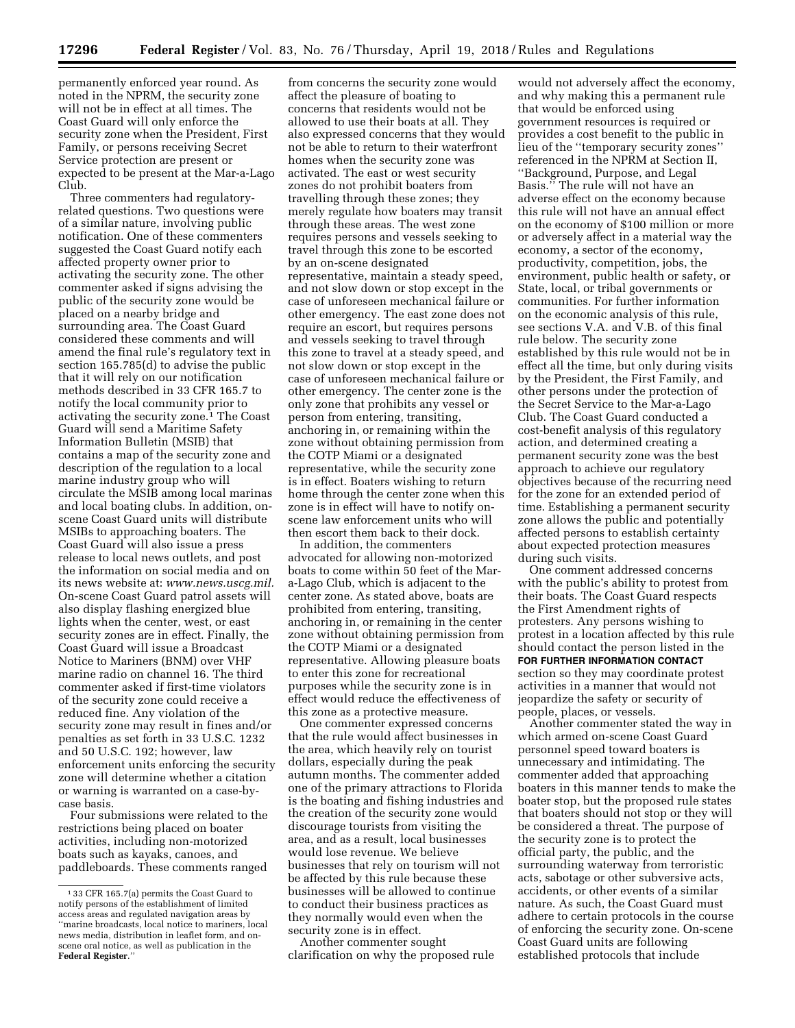permanently enforced year round. As noted in the NPRM, the security zone will not be in effect at all times. The Coast Guard will only enforce the security zone when the President, First Family, or persons receiving Secret Service protection are present or expected to be present at the Mar-a-Lago Club.

Three commenters had regulatory-related questions. Two questions were of a similar nature, involving public notification. One of these commenters suggested the Coast Guard notify each affected property owner prior to activating the security zone. The other commenter asked if signs advising the public of the security zone would be placed on a nearby bridge and surrounding area. The Coast Guard considered these comments and will amend the final rule's regulatory text in section 165.785(d) to advise the public that it will rely on our notification methods described in 33 CFR 165.7 to notify the local community prior to activating the security zone.[1] The Coast Guard will send a Maritime Safety Information Bulletin (MSIB) that contains a map of the security zone and description of the regulation to a local marine industry group who will circulate the MSIB among local marinas and local boating clubs. In addition, on-scene Coast Guard units will distribute MSIBs to approaching boaters. The Coast Guard will also issue a press release to local news outlets, and post the information on social media and on its news website at: *www.news.uscg.mil*. On-scene Coast Guard patrol assets will also display flashing energized blue lights when the center, west, or east security zones are in effect. Finally, the Coast Guard will issue a Broadcast Notice to Mariners (BNM) over VHF marine radio on channel 16. The third commenter asked if first-time violators of the security zone could receive a reduced fine. Any violation of the security zone may result in fines and/or penalties as set forth in 33 U.S.C. 1232 and 50 U.S.C. 192; however, law enforcement units enforcing the security zone will determine whether a citation or warning is warranted on a case-by-case basis.

Four submissions were related to the restrictions being placed on boater activities, including non-motorized boats such as kayaks, canoes, and paddleboards. These comments ranged from concerns the security zone would affect the pleasure of boating to concerns that residents would not be allowed to use their boats at all. They also expressed concerns that they would not be able to return to their waterfront homes when the security zone was activated. The east or west security zones do not prohibit boaters from travelling through these zones; they merely regulate how boaters may transit through these areas. The west zone requires persons and vessels seeking to travel through this zone to be escorted by an on-scene designated representative, maintain a steady speed, and not slow down or stop except in the case of unforeseen mechanical failure or other emergency. The east zone does not require an escort, but requires persons and vessels seeking to travel through this zone to travel at a steady speed, and not slow down or stop except in the case of unforeseen mechanical failure or other emergency. The center zone is the only zone that prohibits any vessel or person from entering, transiting, anchoring in, or remaining within the zone without obtaining permission from the COTP Miami or a designated representative, while the security zone is in effect. Boaters wishing to return home through the center zone when this zone is in effect will have to notify on-scene law enforcement units who will then escort them back to their dock.

In addition, the commenters advocated for allowing non-motorized boats to come within 50 feet of the Mar-a-Lago Club, which is adjacent to the center zone. As stated above, boats are prohibited from entering, transiting, anchoring in, or remaining in the center zone without obtaining permission from the COTP Miami or a designated representative. Allowing pleasure boats to enter this zone for recreational purposes while the security zone is in effect would reduce the effectiveness of this zone as a protective measure.

One commenter expressed concerns that the rule would affect businesses in the area, which heavily rely on tourist dollars, especially during the peak autumn months. The commenter added one of the primary attractions to Florida is the boating and fishing industries and the creation of the security zone would discourage tourists from visiting the area, and as a result, local businesses would lose revenue. We believe businesses that rely on tourism will not be affected by this rule because these businesses will be allowed to continue to conduct their business practices as they normally would even when the security zone is in effect.

Another commenter sought clarification on why the proposed rule would not adversely affect the economy, and why making this a permanent rule that would be enforced using government resources is required or provides a cost benefit to the public in lieu of the "temporary security zones" referenced in the NPRM at Section II, "Background, Purpose, and Legal Basis." The rule will not have an adverse effect on the economy because this rule will not have an annual effect on the economy of $100 million or more or adversely affect in a material way the economy, a sector of the economy, productivity, competition, jobs, the environment, public health or safety, or State, local, or tribal governments or communities. For further information on the economic analysis of this rule, see sections V.A. and V.B. of this final rule below. The security zone established by this rule would not be in effect all the time, but only during visits by the President, the First Family, and other persons under the protection of the Secret Service to the Mar-a-Lago Club. The Coast Guard conducted a cost-benefit analysis of this regulatory action, and determined creating a permanent security zone was the best approach to achieve our regulatory objectives because of the recurring need for the zone for an extended period of time. Establishing a permanent security zone allows the public and potentially affected persons to establish certainty about expected protection measures during such visits.

One comment addressed concerns with the public's ability to protest from their boats. The Coast Guard respects the First Amendment rights of protesters. Any persons wishing to protest in a location affected by this rule should contact the person listed in the **FOR FURTHER INFORMATION CONTACT** section so they may coordinate protest activities in a manner that would not jeopardize the safety or security of people, places, or vessels.

Another commenter stated the way in which armed on-scene Coast Guard personnel speed toward boaters is unnecessary and intimidating. The commenter added that approaching boaters in this manner tends to make the boater stop, but the proposed rule states that boaters should not stop or they will be considered a threat. The purpose of the security zone is to protect the official party, the public, and the surrounding waterway from terroristic acts, sabotage or other subversive acts, accidents, or other events of a similar nature. As such, the Coast Guard must adhere to certain protocols in the course of enforcing the security zone. On-scene Coast Guard units are following established protocols that include

---

[1] 33 CFR 165.7(a) permits the Coast Guard to notify persons of the establishment of limited access areas and regulated navigation areas by "marine broadcasts, local notice to mariners, local news media, distribution in leaflet form, and on-scene oral notice, as well as publication in the **Federal Register**."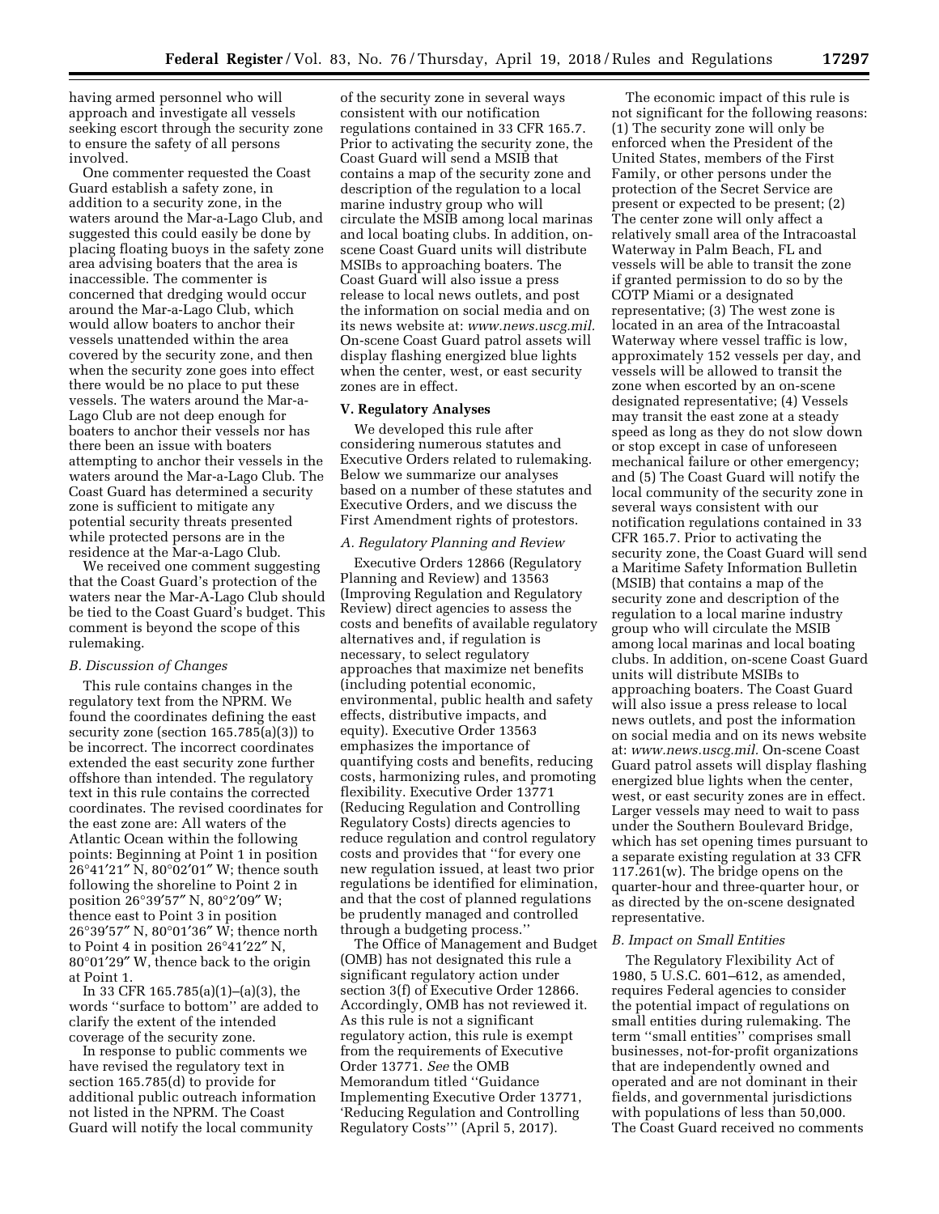having armed personnel who will approach and investigate all vessels seeking escort through the security zone to ensure the safety of all persons involved.

One commenter requested the Coast Guard establish a safety zone, in addition to a security zone, in the waters around the Mar-a-Lago Club, and suggested this could easily be done by placing floating buoys in the safety zone area advising boaters that the area is inaccessible. The commenter is concerned that dredging would occur around the Mar-a-Lago Club, which would allow boaters to anchor their vessels unattended within the area covered by the security zone, and then when the security zone goes into effect there would be no place to put these vessels. The waters around the Mar-a-Lago Club are not deep enough for boaters to anchor their vessels nor has there been an issue with boaters attempting to anchor their vessels in the waters around the Mar-a-Lago Club. The Coast Guard has determined a security zone is sufficient to mitigate any potential security threats presented while protected persons are in the residence at the Mar-a-Lago Club.

We received one comment suggesting that the Coast Guard's protection of the waters near the Mar-A-Lago Club should be tied to the Coast Guard's budget. This comment is beyond the scope of this rulemaking.

### *B. Discussion of Changes*

This rule contains changes in the regulatory text from the NPRM. We found the coordinates defining the east security zone (section 165.785(a)(3)) to be incorrect. The incorrect coordinates extended the east security zone further offshore than intended. The regulatory text in this rule contains the corrected coordinates. The revised coordinates for the east zone are: All waters of the Atlantic Ocean within the following points: Beginning at Point 1 in position 26°41′21″ N, 80°02′01″ W; thence south following the shoreline to Point 2 in position 26°39′57″ N, 80°2′09″ W; thence east to Point 3 in position 26°39′57″ N, 80°01′36″ W; thence north to Point 4 in position 26°41′22″ N, 80°01′29″ W, thence back to the origin at Point 1.

In 33 CFR 165.785(a)(1)–(a)(3), the words ''surface to bottom'' are added to clarify the extent of the intended coverage of the security zone.

In response to public comments we have revised the regulatory text in section 165.785(d) to provide for additional public outreach information not listed in the NPRM. The Coast Guard will notify the local community of the security zone in several ways consistent with our notification regulations contained in 33 CFR 165.7. Prior to activating the security zone, the Coast Guard will send a MSIB that contains a map of the security zone and description of the regulation to a local marine industry group who will circulate the MSIB among local marinas and local boating clubs. In addition, on-scene Coast Guard units will distribute MSIBs to approaching boaters. The Coast Guard will also issue a press release to local news outlets, and post the information on social media and on its news website at: *www.news.uscg.mil.* On-scene Coast Guard patrol assets will display flashing energized blue lights when the center, west, or east security zones are in effect.

## V. Regulatory Analyses

We developed this rule after considering numerous statutes and Executive Orders related to rulemaking. Below we summarize our analyses based on a number of these statutes and Executive Orders, and we discuss the First Amendment rights of protestors.

### *A. Regulatory Planning and Review*

Executive Orders 12866 (Regulatory Planning and Review) and 13563 (Improving Regulation and Regulatory Review) direct agencies to assess the costs and benefits of available regulatory alternatives and, if regulation is necessary, to select regulatory approaches that maximize net benefits (including potential economic, environmental, public health and safety effects, distributive impacts, and equity). Executive Order 13563 emphasizes the importance of quantifying costs and benefits, reducing costs, harmonizing rules, and promoting flexibility. Executive Order 13771 (Reducing Regulation and Controlling Regulatory Costs) directs agencies to reduce regulation and control regulatory costs and provides that ''for every one new regulation issued, at least two prior regulations be identified for elimination, and that the cost of planned regulations be prudently managed and controlled through a budgeting process.''

The Office of Management and Budget (OMB) has not designated this rule a significant regulatory action under section 3(f) of Executive Order 12866. Accordingly, OMB has not reviewed it. As this rule is not a significant regulatory action, this rule is exempt from the requirements of Executive Order 13771. *See* the OMB Memorandum titled ''Guidance Implementing Executive Order 13771, 'Reducing Regulation and Controlling Regulatory Costs''' (April 5, 2017).

The economic impact of this rule is not significant for the following reasons: (1) The security zone will only be enforced when the President of the United States, members of the First Family, or other persons under the protection of the Secret Service are present or expected to be present; (2) The center zone will only affect a relatively small area of the Intracoastal Waterway in Palm Beach, FL and vessels will be able to transit the zone if granted permission to do so by the COTP Miami or a designated representative; (3) The west zone is located in an area of the Intracoastal Waterway where vessel traffic is low, approximately 152 vessels per day, and vessels will be allowed to transit the zone when escorted by an on-scene designated representative; (4) Vessels may transit the east zone at a steady speed as long as they do not slow down or stop except in case of unforeseen mechanical failure or other emergency; and (5) The Coast Guard will notify the local community of the security zone in several ways consistent with our notification regulations contained in 33 CFR 165.7. Prior to activating the security zone, the Coast Guard will send a Maritime Safety Information Bulletin (MSIB) that contains a map of the security zone and description of the regulation to a local marine industry group who will circulate the MSIB among local marinas and local boating clubs. In addition, on-scene Coast Guard units will distribute MSIBs to approaching boaters. The Coast Guard will also issue a press release to local news outlets, and post the information on social media and on its news website at: *www.news.uscg.mil.* On-scene Coast Guard patrol assets will display flashing energized blue lights when the center, west, or east security zones are in effect. Larger vessels may need to wait to pass under the Southern Boulevard Bridge, which has set opening times pursuant to a separate existing regulation at 33 CFR 117.261(w). The bridge opens on the quarter-hour and three-quarter hour, or as directed by the on-scene designated representative.

### *B. Impact on Small Entities*

The Regulatory Flexibility Act of 1980, 5 U.S.C. 601–612, as amended, requires Federal agencies to consider the potential impact of regulations on small entities during rulemaking. The term ''small entities'' comprises small businesses, not-for-profit organizations that are independently owned and operated and are not dominant in their fields, and governmental jurisdictions with populations of less than 50,000. The Coast Guard received no comments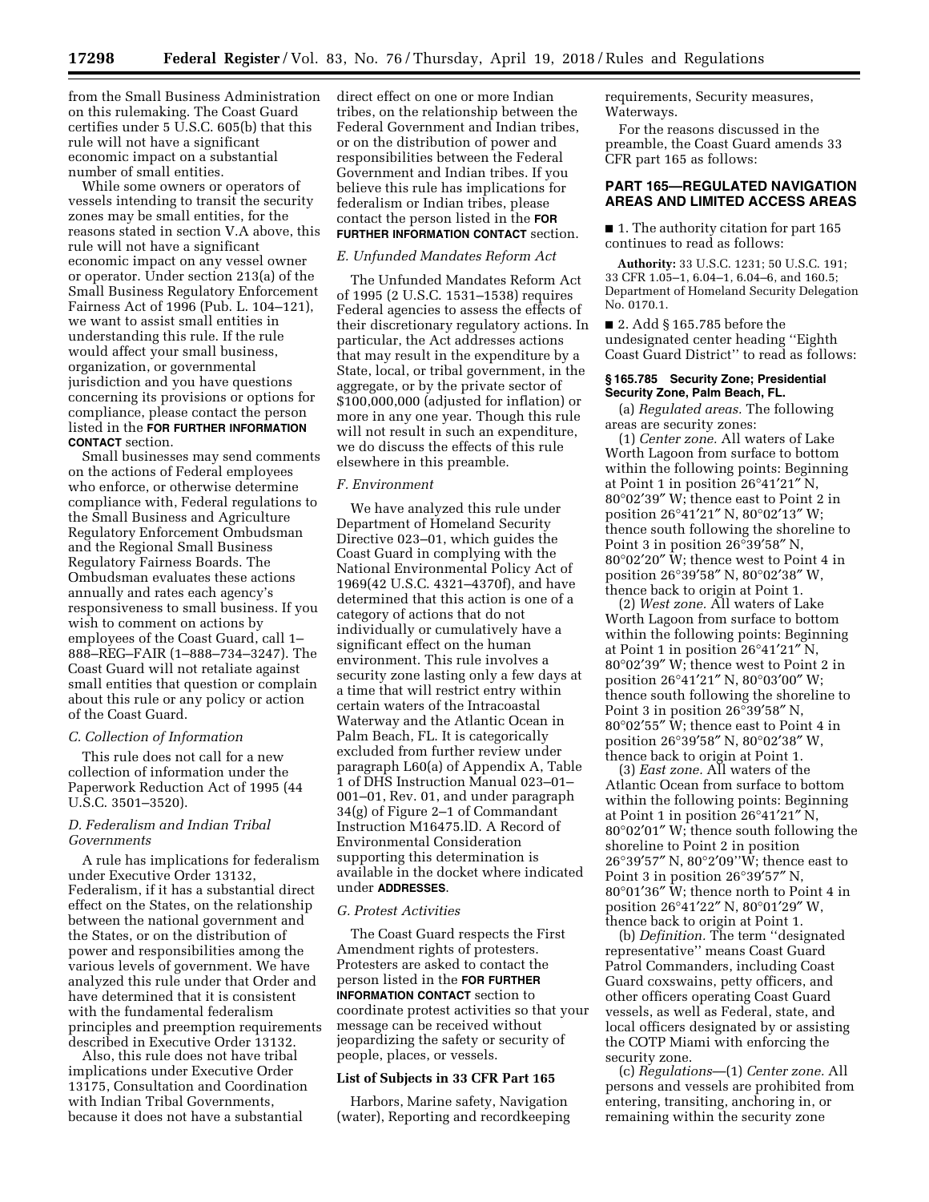from the Small Business Administration on this rulemaking. The Coast Guard certifies under 5 U.S.C. 605(b) that this rule will not have a significant economic impact on a substantial number of small entities.

While some owners or operators of vessels intending to transit the security zones may be small entities, for the reasons stated in section V.A above, this rule will not have a significant economic impact on any vessel owner or operator. Under section 213(a) of the Small Business Regulatory Enforcement Fairness Act of 1996 (Pub. L. 104–121), we want to assist small entities in understanding this rule. If the rule would affect your small business, organization, or governmental jurisdiction and you have questions concerning its provisions or options for compliance, please contact the person listed in the **FOR FURTHER INFORMATION CONTACT** section.

Small businesses may send comments on the actions of Federal employees who enforce, or otherwise determine compliance with, Federal regulations to the Small Business and Agriculture Regulatory Enforcement Ombudsman and the Regional Small Business Regulatory Fairness Boards. The Ombudsman evaluates these actions annually and rates each agency's responsiveness to small business. If you wish to comment on actions by employees of the Coast Guard, call 1–888–REG–FAIR (1–888–734–3247). The Coast Guard will not retaliate against small entities that question or complain about this rule or any policy or action of the Coast Guard.

### *C. Collection of Information*

This rule does not call for a new collection of information under the Paperwork Reduction Act of 1995 (44 U.S.C. 3501–3520).

### *D. Federalism and Indian Tribal Governments*

A rule has implications for federalism under Executive Order 13132, Federalism, if it has a substantial direct effect on the States, on the relationship between the national government and the States, or on the distribution of power and responsibilities among the various levels of government. We have analyzed this rule under that Order and have determined that it is consistent with the fundamental federalism principles and preemption requirements described in Executive Order 13132.

Also, this rule does not have tribal implications under Executive Order 13175, Consultation and Coordination with Indian Tribal Governments, because it does not have a substantial direct effect on one or more Indian tribes, on the relationship between the Federal Government and Indian tribes, or on the distribution of power and responsibilities between the Federal Government and Indian tribes. If you believe this rule has implications for federalism or Indian tribes, please contact the person listed in the **FOR FURTHER INFORMATION CONTACT** section.

### *E. Unfunded Mandates Reform Act*

The Unfunded Mandates Reform Act of 1995 (2 U.S.C. 1531–1538) requires Federal agencies to assess the effects of their discretionary regulatory actions. In particular, the Act addresses actions that may result in the expenditure by a State, local, or tribal government, in the aggregate, or by the private sector of $100,000,000 (adjusted for inflation) or more in any one year. Though this rule will not result in such an expenditure, we do discuss the effects of this rule elsewhere in this preamble.

### *F. Environment*

We have analyzed this rule under Department of Homeland Security Directive 023–01, which guides the Coast Guard in complying with the National Environmental Policy Act of 1969(42 U.S.C. 4321–4370f), and have determined that this action is one of a category of actions that do not individually or cumulatively have a significant effect on the human environment. This rule involves a security zone lasting only a few days at a time that will restrict entry within certain waters of the Intracoastal Waterway and the Atlantic Ocean in Palm Beach, FL. It is categorically excluded from further review under paragraph L60(a) of Appendix A, Table 1 of DHS Instruction Manual 023–01–001–01, Rev. 01, and under paragraph 34(g) of Figure 2–1 of Commandant Instruction M16475.lD. A Record of Environmental Consideration supporting this determination is available in the docket where indicated under **ADDRESSES**.

### *G. Protest Activities*

The Coast Guard respects the First Amendment rights of protesters. Protesters are asked to contact the person listed in the **FOR FURTHER INFORMATION CONTACT** section to coordinate protest activities so that your message can be received without jeopardizing the safety or security of people, places, or vessels.

## List of Subjects in 33 CFR Part 165

Harbors, Marine safety, Navigation (water), Reporting and recordkeeping requirements, Security measures, Waterways.

For the reasons discussed in the preamble, the Coast Guard amends 33 CFR part 165 as follows:

## PART 165—REGULATED NAVIGATION AREAS AND LIMITED ACCESS AREAS

■ 1. The authority citation for part 165 continues to read as follows:

**Authority:** 33 U.S.C. 1231; 50 U.S.C. 191; 33 CFR 1.05–1, 6.04–1, 6.04–6, and 160.5; Department of Homeland Security Delegation No. 0170.1.

■ 2. Add § 165.785 before the undesignated center heading ''Eighth Coast Guard District'' to read as follows:

### § 165.785 Security Zone; Presidential Security Zone, Palm Beach, FL.

(a) *Regulated areas.* The following areas are security zones:

(1) *Center zone.* All waters of Lake Worth Lagoon from surface to bottom within the following points: Beginning at Point 1 in position 26°41′21″ N, 80°02′39″ W; thence east to Point 2 in position 26°41′21″ N, 80°02′13″ W; thence south following the shoreline to Point 3 in position 26°39′58″ N, 80°02′20″ W; thence west to Point 4 in position 26°39′58″ N, 80°02′38″ W, thence back to origin at Point 1.

(2) *West zone.* All waters of Lake Worth Lagoon from surface to bottom within the following points: Beginning at Point 1 in position 26°41′21″ N, 80°02′39″ W; thence west to Point 2 in position 26°41′21″ N, 80°03′00″ W; thence south following the shoreline to Point 3 in position 26°39′58″ N, 80°02′55″ W; thence east to Point 4 in position 26°39′58″ N, 80°02′38″ W, thence back to origin at Point 1.

(3) *East zone.* All waters of the Atlantic Ocean from surface to bottom within the following points: Beginning at Point 1 in position 26°41′21″ N, 80°02′01″ W; thence south following the shoreline to Point 2 in position 26°39′57″ N, 80°2′09''W; thence east to Point 3 in position 26°39′57″ N, 80°01′36″ W; thence north to Point 4 in position 26°41′22″ N, 80°01′29″ W, thence back to origin at Point 1.

(b) *Definition.* The term ''designated representative'' means Coast Guard Patrol Commanders, including Coast Guard coxswains, petty officers, and other officers operating Coast Guard vessels, as well as Federal, state, and local officers designated by or assisting the COTP Miami with enforcing the security zone.

(c) *Regulations*—(1) *Center zone.* All persons and vessels are prohibited from entering, transiting, anchoring in, or remaining within the security zone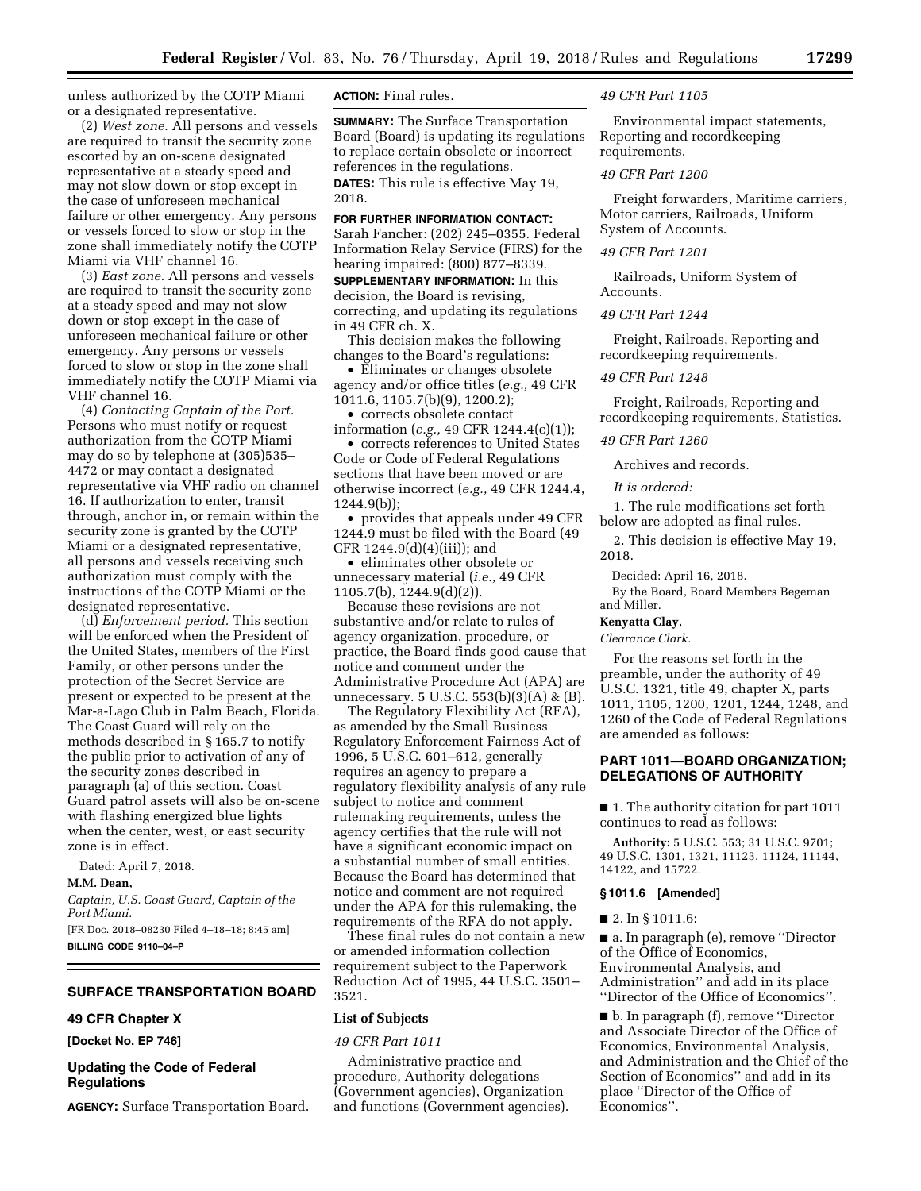unless authorized by the COTP Miami or a designated representative.

(2) *West zone.* All persons and vessels are required to transit the security zone escorted by an on-scene designated representative at a steady speed and may not slow down or stop except in the case of unforeseen mechanical failure or other emergency. Any persons or vessels forced to slow or stop in the zone shall immediately notify the COTP Miami via VHF channel 16.

(3) *East zone.* All persons and vessels are required to transit the security zone at a steady speed and may not slow down or stop except in the case of unforeseen mechanical failure or other emergency. Any persons or vessels forced to slow or stop in the zone shall immediately notify the COTP Miami via VHF channel 16.

(4) *Contacting Captain of the Port.* Persons who must notify or request authorization from the COTP Miami may do so by telephone at (305)535–4472 or may contact a designated representative via VHF radio on channel 16. If authorization to enter, transit through, anchor in, or remain within the security zone is granted by the COTP Miami or a designated representative, all persons and vessels receiving such authorization must comply with the instructions of the COTP Miami or the designated representative.

(d) *Enforcement period.* This section will be enforced when the President of the United States, members of the First Family, or other persons under the protection of the Secret Service are present or expected to be present at the Mar-a-Lago Club in Palm Beach, Florida. The Coast Guard will rely on the methods described in § 165.7 to notify the public prior to activation of any of the security zones described in paragraph (a) of this section. Coast Guard patrol assets will also be on-scene with flashing energized blue lights when the center, west, or east security zone is in effect.

Dated: April 7, 2018.

**M.M. Dean,**

*Captain, U.S. Coast Guard, Captain of the Port Miami.*

[FR Doc. 2018–08230 Filed 4–18–18; 8:45 am]

**BILLING CODE 9110–04–P**

## SURFACE TRANSPORTATION BOARD

### 49 CFR Chapter X

**[Docket No. EP 746]**

### Updating the Code of Federal Regulations

**AGENCY:** Surface Transportation Board.

**ACTION:** Final rules.

**SUMMARY:** The Surface Transportation Board (Board) is updating its regulations to replace certain obsolete or incorrect references in the regulations.

**DATES:** This rule is effective May 19, 2018.

**FOR FURTHER INFORMATION CONTACT:** Sarah Fancher: (202) 245–0355. Federal Information Relay Service (FIRS) for the hearing impaired: (800) 877–8339.

**SUPPLEMENTARY INFORMATION:** In this decision, the Board is revising, correcting, and updating its regulations in 49 CFR ch. X.

This decision makes the following changes to the Board's regulations:

- Eliminates or changes obsolete agency and/or office titles (*e.g.,* 49 CFR 1011.6, 1105.7(b)(9), 1200.2);
- corrects obsolete contact information (*e.g.,* 49 CFR 1244.4(c)(1));
- corrects references to United States Code or Code of Federal Regulations sections that have been moved or are otherwise incorrect (*e.g.,* 49 CFR 1244.4, 1244.9(b));
- provides that appeals under 49 CFR 1244.9 must be filed with the Board (49 CFR 1244.9(d)(4)(iii)); and
- eliminates other obsolete or unnecessary material (*i.e.,* 49 CFR 1105.7(b), 1244.9(d)(2)).

Because these revisions are not substantive and/or relate to rules of agency organization, procedure, or practice, the Board finds good cause that notice and comment under the Administrative Procedure Act (APA) are unnecessary. 5 U.S.C. 553(b)(3)(A) & (B).

The Regulatory Flexibility Act (RFA), as amended by the Small Business Regulatory Enforcement Fairness Act of 1996, 5 U.S.C. 601–612, generally requires an agency to prepare a regulatory flexibility analysis of any rule subject to notice and comment rulemaking requirements, unless the agency certifies that the rule will not have a significant economic impact on a substantial number of small entities. Because the Board has determined that notice and comment are not required under the APA for this rulemaking, the requirements of the RFA do not apply.

These final rules do not contain a new or amended information collection requirement subject to the Paperwork Reduction Act of 1995, 44 U.S.C. 3501–3521.

### List of Subjects

*49 CFR Part 1011*

Administrative practice and procedure, Authority delegations (Government agencies), Organization and functions (Government agencies).

*49 CFR Part 1105*

Environmental impact statements, Reporting and recordkeeping requirements.

*49 CFR Part 1200*

Freight forwarders, Maritime carriers, Motor carriers, Railroads, Uniform System of Accounts.

*49 CFR Part 1201*

Railroads, Uniform System of Accounts.

*49 CFR Part 1244*

Freight, Railroads, Reporting and recordkeeping requirements.

*49 CFR Part 1248*

Freight, Railroads, Reporting and recordkeeping requirements, Statistics.

*49 CFR Part 1260*

Archives and records.

*It is ordered:*

1. The rule modifications set forth below are adopted as final rules.

2. This decision is effective May 19, 2018.

Decided: April 16, 2018.

By the Board, Board Members Begeman and Miller.

**Kenyatta Clay,**

*Clearance Clark.*

For the reasons set forth in the preamble, under the authority of 49 U.S.C. 1321, title 49, chapter X, parts 1011, 1105, 1200, 1201, 1244, 1248, and 1260 of the Code of Federal Regulations are amended as follows:

## PART 1011—BOARD ORGANIZATION; DELEGATIONS OF AUTHORITY

■ 1. The authority citation for part 1011 continues to read as follows:

**Authority:** 5 U.S.C. 553; 31 U.S.C. 9701; 49 U.S.C. 1301, 1321, 11123, 11124, 11144, 14122, and 15722.

### § 1011.6 [Amended]

■ 2. In § 1011.6:

■ a. In paragraph (e), remove ''Director of the Office of Economics, Environmental Analysis, and Administration'' and add in its place ''Director of the Office of Economics''.

■ b. In paragraph (f), remove ''Director and Associate Director of the Office of Economics, Environmental Analysis, and Administration and the Chief of the Section of Economics'' and add in its place ''Director of the Office of Economics''.